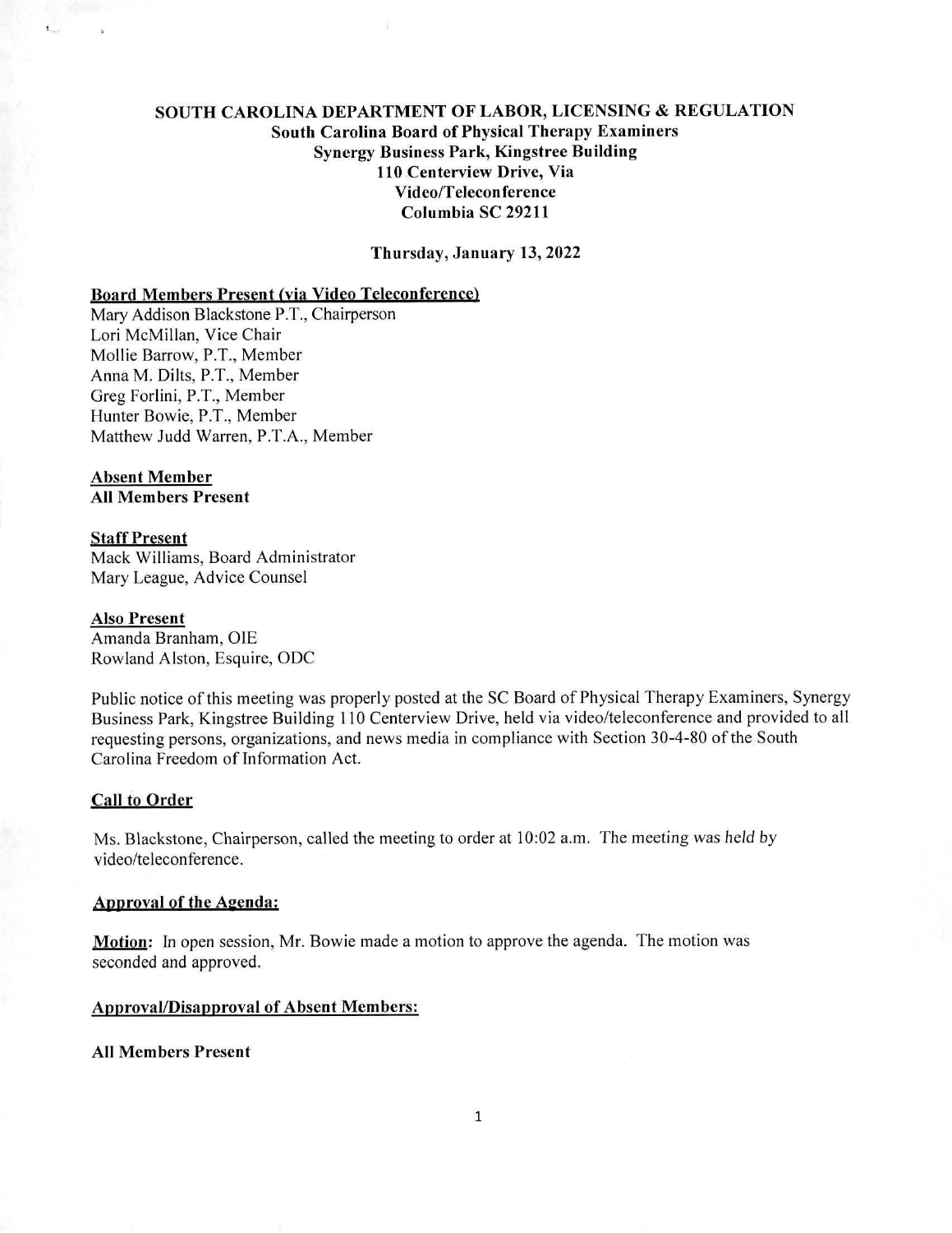# SOUTH CAROLINA DEPARTMENT OF LABOR, LICENSING & REGULATION

**South Carolina Board of Physical Therapy Examiners**
**Synergy Business Park, Kingstree Building**
**110 Centerview Drive, Via**
**Video/Teleconference**
**Columbia SC 29211**

**Thursday, January 13, 2022**

**Board Members Present (via Video Teleconference)**

Mary Addison Blackstone P.T., Chairperson
Lori McMillan, Vice Chair
Mollie Barrow, P.T., Member
Anna M. Dilts, P.T., Member
Greg Forlini, P.T., Member
Hunter Bowie, P.T., Member
Matthew Judd Warren, P.T.A., Member

**Absent Member**
**All Members Present**

**Staff Present**
Mack Williams, Board Administrator
Mary League, Advice Counsel

**Also Present**
Amanda Branham, OIE
Rowland Alston, Esquire, ODC

Public notice of this meeting was properly posted at the SC Board of Physical Therapy Examiners, Synergy Business Park, Kingstree Building 110 Centerview Drive, held via video/teleconference and provided to all requesting persons, organizations, and news media in compliance with Section 30-4-80 of the South Carolina Freedom of Information Act.

**Call to Order**

Ms. Blackstone, Chairperson, called the meeting to order at 10:02 a.m. The meeting was held by video/teleconference.

**Approval of the Agenda:**

**Motion:** In open session, Mr. Bowie made a motion to approve the agenda. The motion was seconded and approved.

**Approval/Disapproval of Absent Members:**

**All Members Present**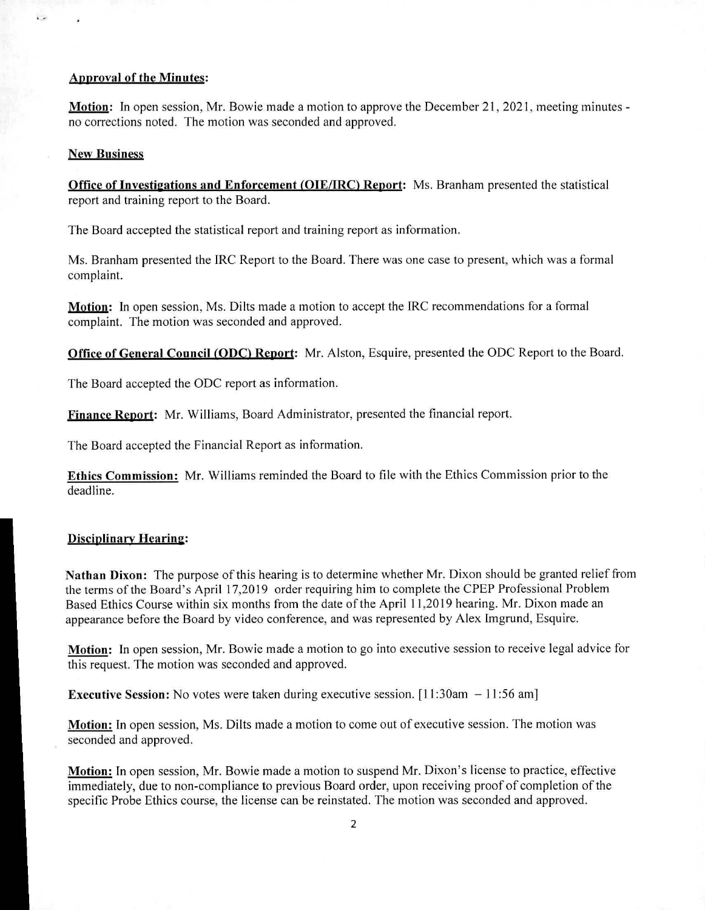**Approval of the Minutes:**

**Motion:** In open session, Mr. Bowie made a motion to approve the December 21, 2021, meeting minutes - no corrections noted. The motion was seconded and approved.

**New Business**

**Office of Investigations and Enforcement (OIE/IRC) Report:** Ms. Branham presented the statistical report and training report to the Board.

The Board accepted the statistical report and training report as information.

Ms. Branham presented the IRC Report to the Board. There was one case to present, which was a formal complaint.

**Motion:** In open session, Ms. Dilts made a motion to accept the IRC recommendations for a formal complaint. The motion was seconded and approved.

**Office of General Council (ODC) Report:** Mr. Alston, Esquire, presented the ODC Report to the Board.

The Board accepted the ODC report as information.

**Finance Report:** Mr. Williams, Board Administrator, presented the financial report.

The Board accepted the Financial Report as information.

**Ethics Commission:** Mr. Williams reminded the Board to file with the Ethics Commission prior to the deadline.

**Disciplinary Hearing:**

**Nathan Dixon:** The purpose of this hearing is to determine whether Mr. Dixon should be granted relief from the terms of the Board's April 17,2019 order requiring him to complete the CPEP Professional Problem Based Ethics Course within six months from the date of the April 11,2019 hearing. Mr. Dixon made an appearance before the Board by video conference, and was represented by Alex Imgrund, Esquire.

**Motion:** In open session, Mr. Bowie made a motion to go into executive session to receive legal advice for this request. The motion was seconded and approved.

**Executive Session:** No votes were taken during executive session. [11:30am – 11:56 am]

**Motion:** In open session, Ms. Dilts made a motion to come out of executive session. The motion was seconded and approved.

**Motion:** In open session, Mr. Bowie made a motion to suspend Mr. Dixon's license to practice, effective immediately, due to non-compliance to previous Board order, upon receiving proof of completion of the specific Probe Ethics course, the license can be reinstated. The motion was seconded and approved.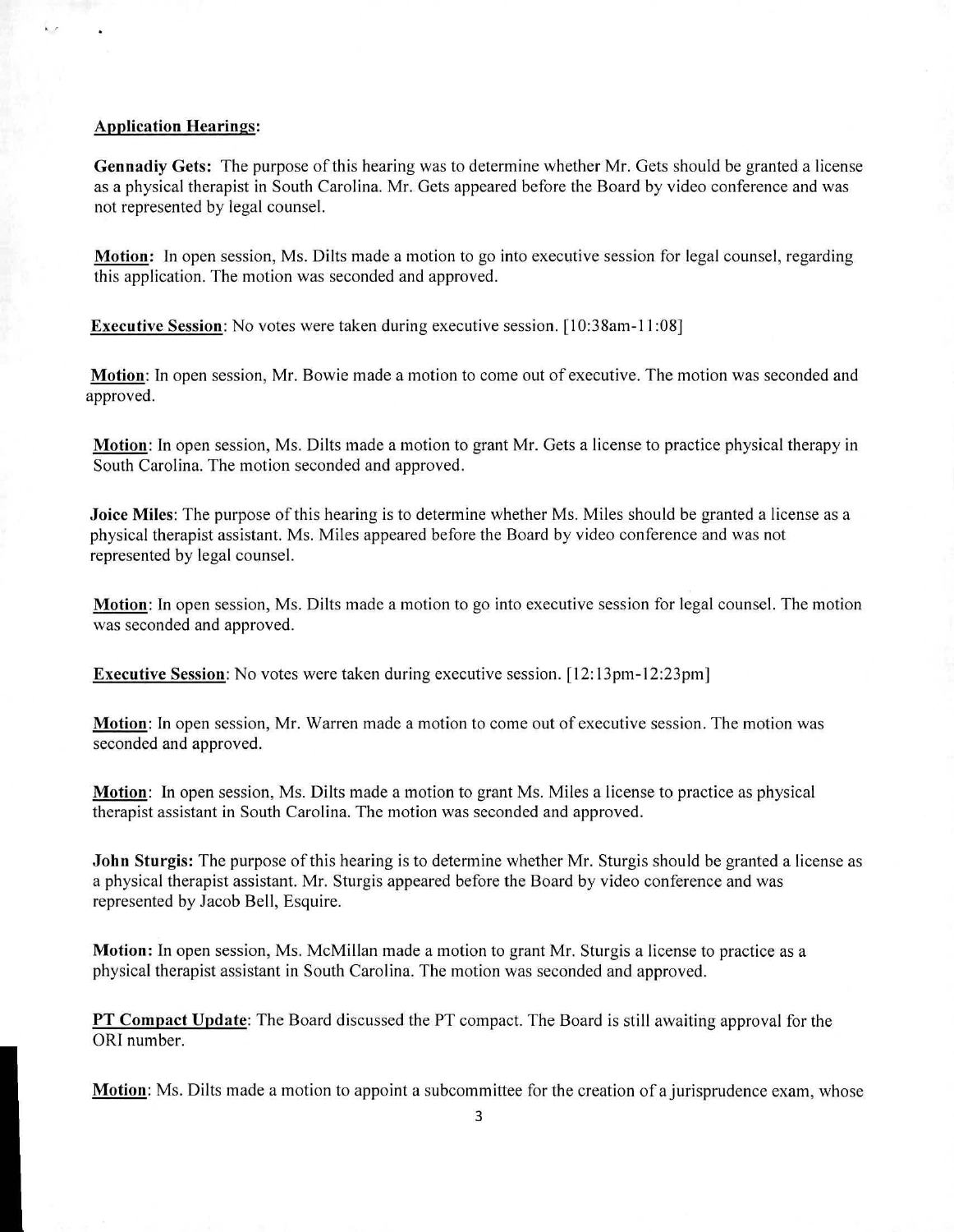**Application Hearings:**

**Gennadiy Gets:** The purpose of this hearing was to determine whether Mr. Gets should be granted a license as a physical therapist in South Carolina. Mr. Gets appeared before the Board by video conference and was not represented by legal counsel.

**Motion:** In open session, Ms. Dilts made a motion to go into executive session for legal counsel, regarding this application. The motion was seconded and approved.

**Executive Session**: No votes were taken during executive session. [10:38am-11:08]

**Motion**: In open session, Mr. Bowie made a motion to come out of executive. The motion was seconded and approved.

**Motion**: In open session, Ms. Dilts made a motion to grant Mr. Gets a license to practice physical therapy in South Carolina. The motion seconded and approved.

**Joice Miles**: The purpose of this hearing is to determine whether Ms. Miles should be granted a license as a physical therapist assistant. Ms. Miles appeared before the Board by video conference and was not represented by legal counsel.

**Motion**: In open session, Ms. Dilts made a motion to go into executive session for legal counsel. The motion was seconded and approved.

**Executive Session**: No votes were taken during executive session. [12:13pm-12:23pm]

**Motion**: In open session, Mr. Warren made a motion to come out of executive session. The motion was seconded and approved.

**Motion**: In open session, Ms. Dilts made a motion to grant Ms. Miles a license to practice as physical therapist assistant in South Carolina. The motion was seconded and approved.

**John Sturgis:** The purpose of this hearing is to determine whether Mr. Sturgis should be granted a license as a physical therapist assistant. Mr. Sturgis appeared before the Board by video conference and was represented by Jacob Bell, Esquire.

**Motion:** In open session, Ms. McMillan made a motion to grant Mr. Sturgis a license to practice as a physical therapist assistant in South Carolina. The motion was seconded and approved.

**PT Compact Update**: The Board discussed the PT compact. The Board is still awaiting approval for the ORI number.

**Motion**: Ms. Dilts made a motion to appoint a subcommittee for the creation of a jurisprudence exam, whose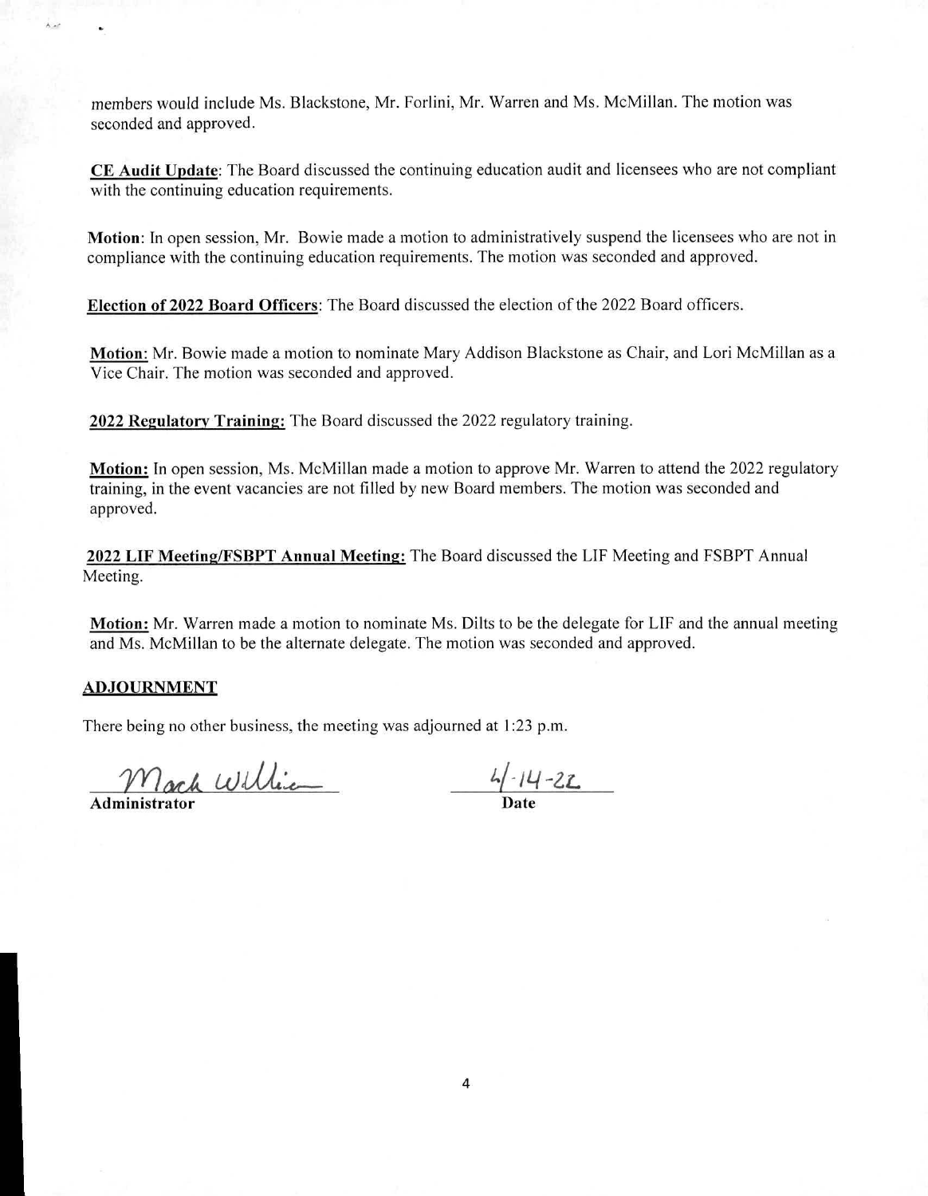members would include Ms. Blackstone, Mr. Forlini, Mr. Warren and Ms. McMillan. The motion was seconded and approved.

**CE Audit Update**: The Board discussed the continuing education audit and licensees who are not compliant with the continuing education requirements.

**Motion**: In open session, Mr. Bowie made a motion to administratively suspend the licensees who are not in compliance with the continuing education requirements. The motion was seconded and approved.

**Election of 2022 Board Officers**: The Board discussed the election of the 2022 Board officers.

**Motion:** Mr. Bowie made a motion to nominate Mary Addison Blackstone as Chair, and Lori McMillan as a Vice Chair. The motion was seconded and approved.

**2022 Regulatory Training:** The Board discussed the 2022 regulatory training.

**Motion:** In open session, Ms. McMillan made a motion to approve Mr. Warren to attend the 2022 regulatory training, in the event vacancies are not filled by new Board members. The motion was seconded and approved.

**2022 LIF Meeting/FSBPT Annual Meeting:** The Board discussed the LIF Meeting and FSBPT Annual Meeting.

**Motion:** Mr. Warren made a motion to nominate Ms. Dilts to be the delegate for LIF and the annual meeting and Ms. McMillan to be the alternate delegate. The motion was seconded and approved.

## ADJOURNMENT

There being no other business, the meeting was adjourned at 1:23 p.m.

Mack Willie
**Administrator**

4-14-22
**Date**